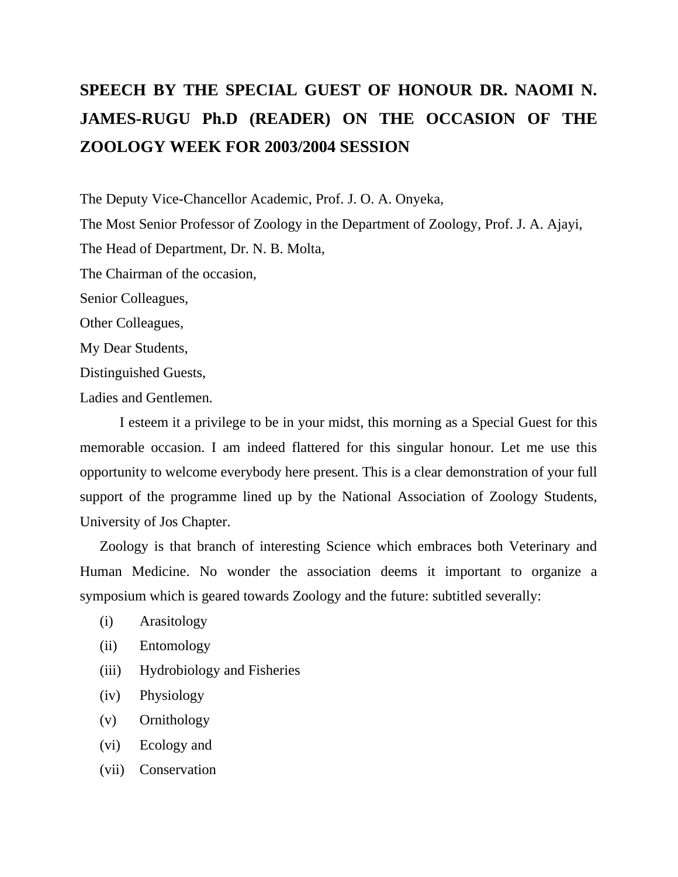# SPEECH BY THE SPECIAL GUEST OF HONOUR DR. NAOMI N. JAMES-RUGU Ph.D (READER) ON THE OCCASION OF THE ZOOLOGY WEEK FOR 2003/2004 SESSION

The Deputy Vice-Chancellor Academic, Prof. J. O. A. Onyeka,
The Most Senior Professor of Zoology in the Department of Zoology, Prof. J. A. Ajayi,
The Head of Department, Dr. N. B. Molta,
The Chairman of the occasion,
Senior Colleagues,
Other Colleagues,
My Dear Students,
Distinguished Guests,
Ladies and Gentlemen.

I esteem it a privilege to be in your midst, this morning as a Special Guest for this memorable occasion. I am indeed flattered for this singular honour. Let me use this opportunity to welcome everybody here present. This is a clear demonstration of your full support of the programme lined up by the National Association of Zoology Students, University of Jos Chapter.

Zoology is that branch of interesting Science which embraces both Veterinary and Human Medicine. No wonder the association deems it important to organize a symposium which is geared towards Zoology and the future: subtitled severally:

(i) Arasitology
(ii) Entomology
(iii) Hydrobiology and Fisheries
(iv) Physiology
(v) Ornithology
(vi) Ecology and
(vii) Conservation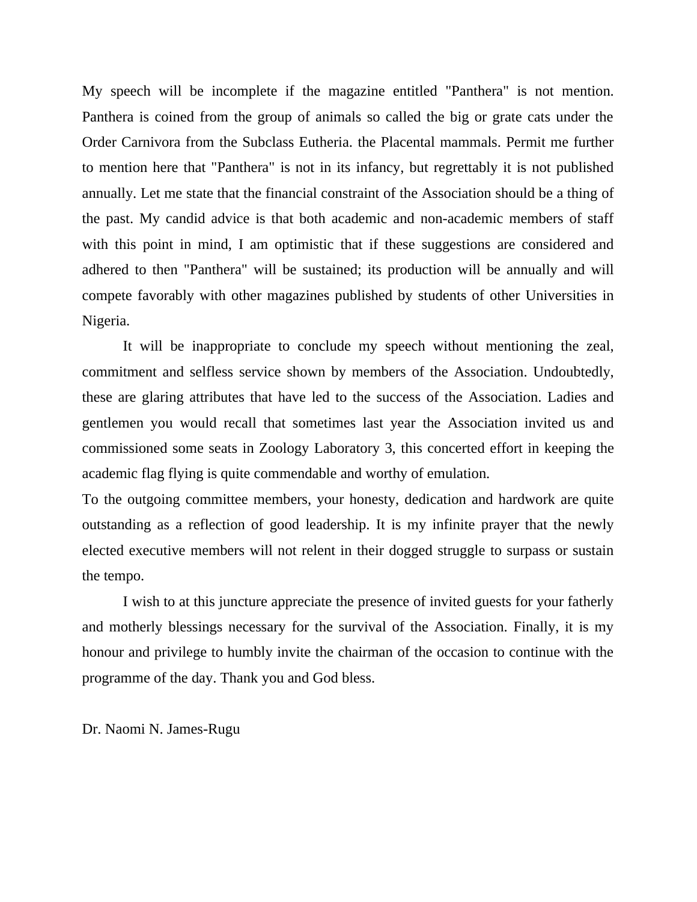My speech will be incomplete if the magazine entitled "Panthera" is not mention. Panthera is coined from the group of animals so called the big or grate cats under the Order Carnivora from the Subclass Eutheria. the Placental mammals. Permit me further to mention here that "Panthera" is not in its infancy, but regrettably it is not published annually. Let me state that the financial constraint of the Association should be a thing of the past. My candid advice is that both academic and non-academic members of staff with this point in mind, I am optimistic that if these suggestions are considered and adhered to then "Panthera" will be sustained; its production will be annually and will compete favorably with other magazines published by students of other Universities in Nigeria.

It will be inappropriate to conclude my speech without mentioning the zeal, commitment and selfless service shown by members of the Association. Undoubtedly, these are glaring attributes that have led to the success of the Association. Ladies and gentlemen you would recall that sometimes last year the Association invited us and commissioned some seats in Zoology Laboratory 3, this concerted effort in keeping the academic flag flying is quite commendable and worthy of emulation.

To the outgoing committee members, your honesty, dedication and hardwork are quite outstanding as a reflection of good leadership. It is my infinite prayer that the newly elected executive members will not relent in their dogged struggle to surpass or sustain the tempo.

I wish to at this juncture appreciate the presence of invited guests for your fatherly and motherly blessings necessary for the survival of the Association. Finally, it is my honour and privilege to humbly invite the chairman of the occasion to continue with the programme of the day. Thank you and God bless.

Dr. Naomi N. James-Rugu